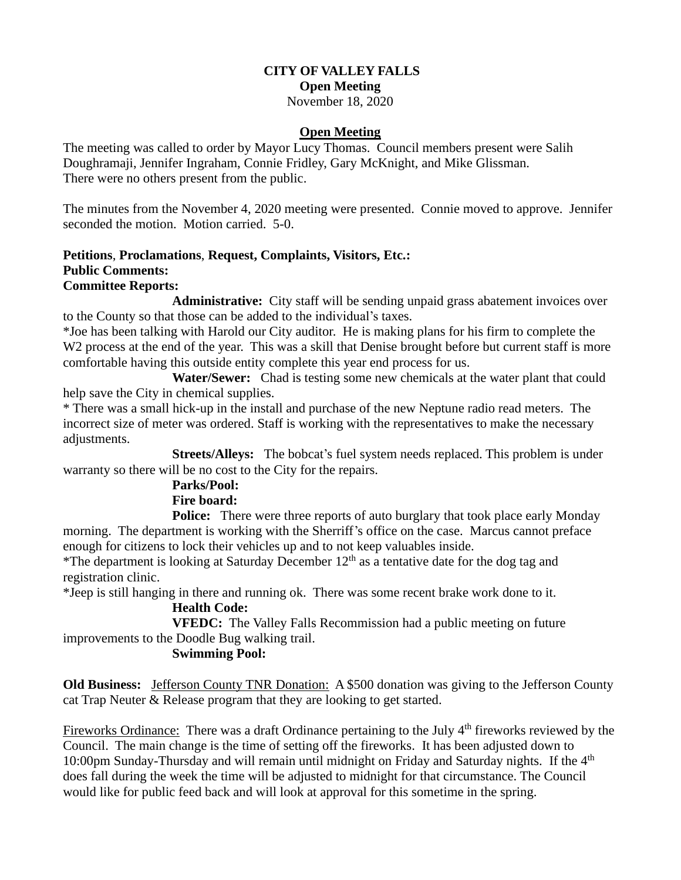**CITY OF VALLEY FALLS**
**Open Meeting**
November 18, 2020

**Open Meeting**

The meeting was called to order by Mayor Lucy Thomas. Council members present were Salih Doughramaji, Jennifer Ingraham, Connie Fridley, Gary McKnight, and Mike Glissman. There were no others present from the public.

The minutes from the November 4, 2020 meeting were presented. Connie moved to approve. Jennifer seconded the motion. Motion carried. 5-0.

**Petitions**, **Proclamations**, **Request, Complaints, Visitors, Etc.:**
**Public Comments:**
**Committee Reports:**

**Administrative:** City staff will be sending unpaid grass abatement invoices over to the County so that those can be added to the individual's taxes.

*Joe has been talking with Harold our City auditor. He is making plans for his firm to complete the W2 process at the end of the year. This was a skill that Denise brought before but current staff is more comfortable having this outside entity complete this year end process for us.

**Water/Sewer:** Chad is testing some new chemicals at the water plant that could help save the City in chemical supplies.

* There was a small hick-up in the install and purchase of the new Neptune radio read meters. The incorrect size of meter was ordered. Staff is working with the representatives to make the necessary adjustments.

**Streets/Alleys:** The bobcat's fuel system needs replaced. This problem is under warranty so there will be no cost to the City for the repairs.

**Parks/Pool:**

**Fire board:**

**Police:** There were three reports of auto burglary that took place early Monday morning. The department is working with the Sherriff's office on the case. Marcus cannot preface enough for citizens to lock their vehicles up and to not keep valuables inside.

*The department is looking at Saturday December 12th as a tentative date for the dog tag and registration clinic.

*Jeep is still hanging in there and running ok. There was some recent brake work done to it.

**Health Code:**

**VFEDC:** The Valley Falls Recommission had a public meeting on future improvements to the Doodle Bug walking trail.

**Swimming Pool:**

**Old Business:** Jefferson County TNR Donation: A $500 donation was giving to the Jefferson County cat Trap Neuter & Release program that they are looking to get started.

Fireworks Ordinance: There was a draft Ordinance pertaining to the July 4th fireworks reviewed by the Council. The main change is the time of setting off the fireworks. It has been adjusted down to 10:00pm Sunday-Thursday and will remain until midnight on Friday and Saturday nights. If the 4th does fall during the week the time will be adjusted to midnight for that circumstance. The Council would like for public feed back and will look at approval for this sometime in the spring.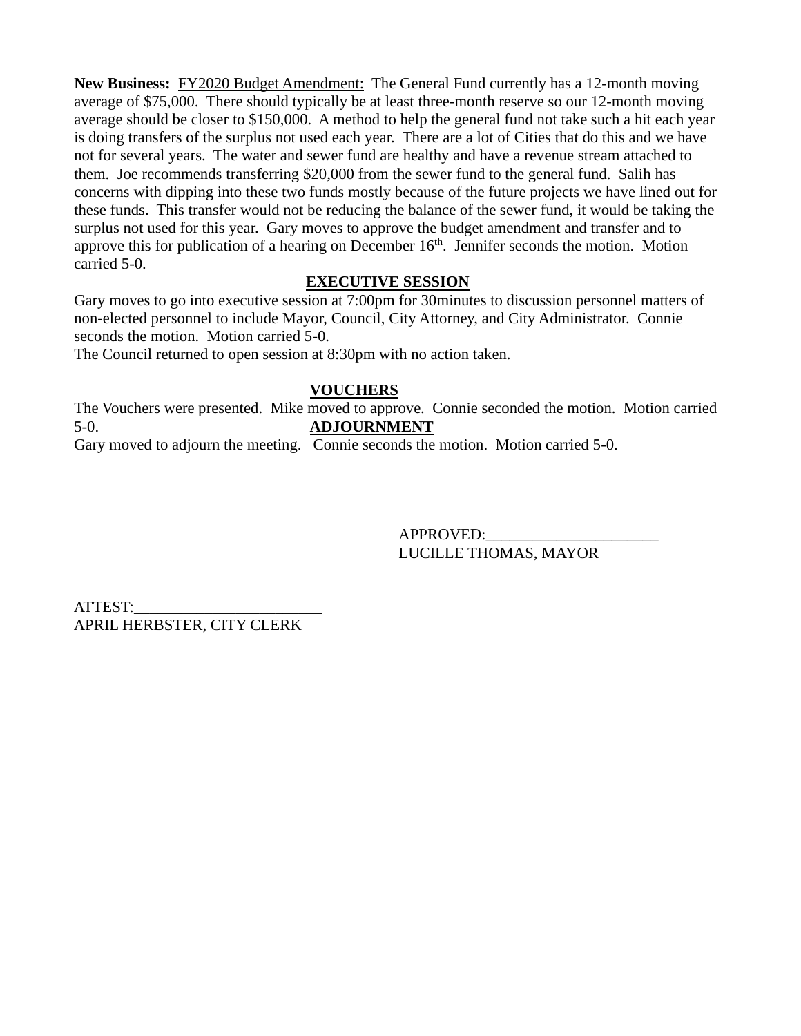**New Business:** FY2020 Budget Amendment: The General Fund currently has a 12-month moving average of $75,000. There should typically be at least three-month reserve so our 12-month moving average should be closer to $150,000. A method to help the general fund not take such a hit each year is doing transfers of the surplus not used each year. There are a lot of Cities that do this and we have not for several years. The water and sewer fund are healthy and have a revenue stream attached to them. Joe recommends transferring $20,000 from the sewer fund to the general fund. Salih has concerns with dipping into these two funds mostly because of the future projects we have lined out for these funds. This transfer would not be reducing the balance of the sewer fund, it would be taking the surplus not used for this year. Gary moves to approve the budget amendment and transfer and to approve this for publication of a hearing on December 16th. Jennifer seconds the motion. Motion carried 5-0.

## EXECUTIVE SESSION

Gary moves to go into executive session at 7:00pm for 30minutes to discussion personnel matters of non-elected personnel to include Mayor, Council, City Attorney, and City Administrator. Connie seconds the motion. Motion carried 5-0.

The Council returned to open session at 8:30pm with no action taken.

## VOUCHERS

The Vouchers were presented. Mike moved to approve. Connie seconded the motion. Motion carried 5-0.

## ADJOURNMENT

Gary moved to adjourn the meeting. Connie seconds the motion. Motion carried 5-0.

APPROVED:______________________
LUCILLE THOMAS, MAYOR

ATTEST:________________________
APRIL HERBSTER, CITY CLERK